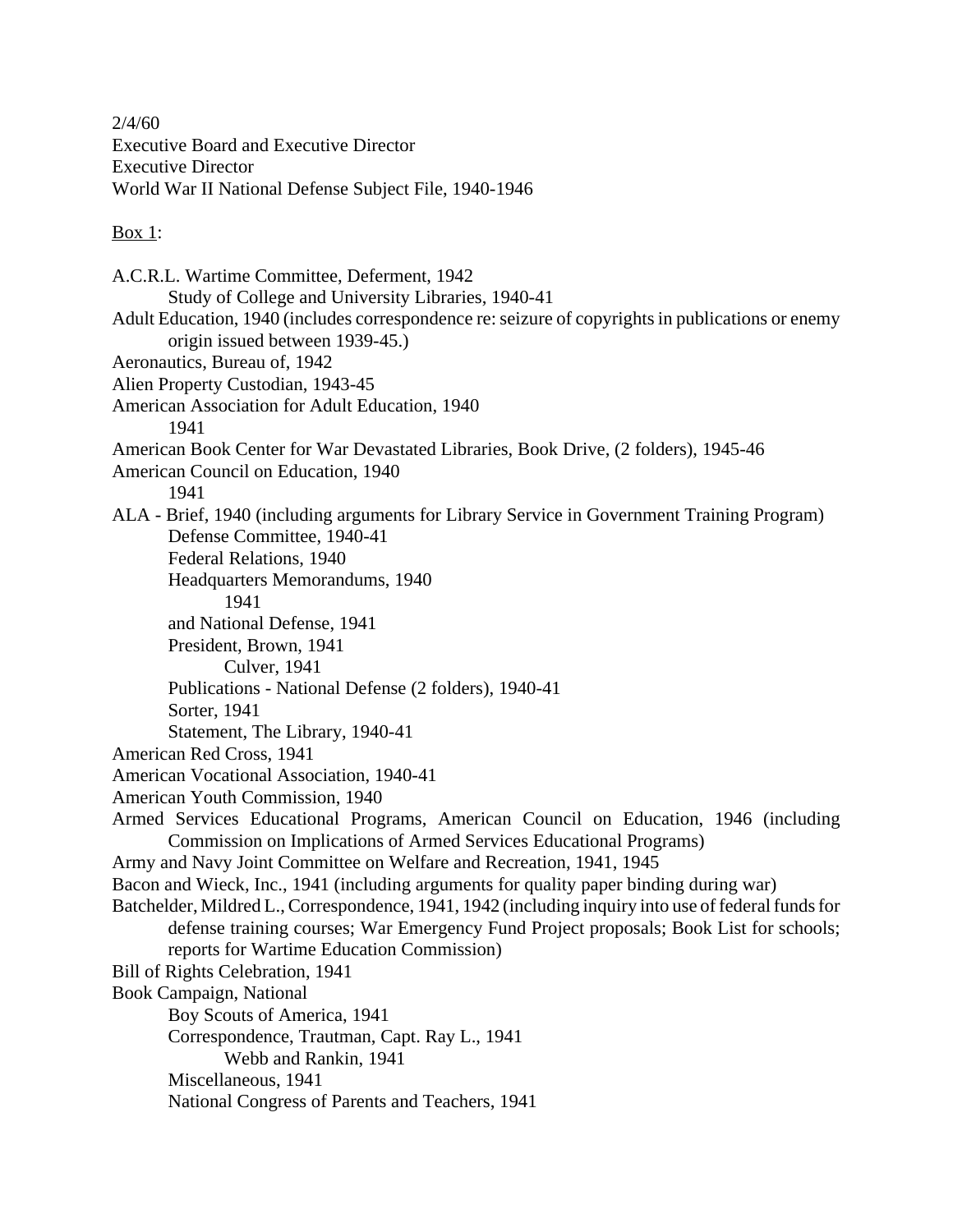2/4/60
Executive Board and Executive Director
Executive Director
World War II National Defense Subject File, 1940-1946

<u>Box 1</u>:

A.C.R.L. Wartime Committee, Deferment, 1942
- Study of College and University Libraries, 1940-41

Adult Education, 1940 (includes correspondence re: seizure of copyrights in publications or enemy origin issued between 1939-45.)
Aeronautics, Bureau of, 1942
Alien Property Custodian, 1943-45
American Association for Adult Education, 1940
- 1941

American Book Center for War Devastated Libraries, Book Drive, (2 folders), 1945-46
American Council on Education, 1940
- 1941

ALA - Brief, 1940 (including arguments for Library Service in Government Training Program)
- Defense Committee, 1940-41
- Federal Relations, 1940
- Headquarters Memorandums, 1940
  - 1941
- and National Defense, 1941
- President, Brown, 1941
  - Culver, 1941
- Publications - National Defense (2 folders), 1940-41
- Sorter, 1941
- Statement, The Library, 1940-41

American Red Cross, 1941
American Vocational Association, 1940-41
American Youth Commission, 1940
Armed Services Educational Programs, American Council on Education, 1946 (including Commission on Implications of Armed Services Educational Programs)
Army and Navy Joint Committee on Welfare and Recreation, 1941, 1945
Bacon and Wieck, Inc., 1941 (including arguments for quality paper binding during war)
Batchelder, Mildred L., Correspondence, 1941, 1942 (including inquiry into use of federal funds for defense training courses; War Emergency Fund Project proposals; Book List for schools; reports for Wartime Education Commission)
Bill of Rights Celebration, 1941
Book Campaign, National
- Boy Scouts of America, 1941
- Correspondence, Trautman, Capt. Ray L., 1941
  - Webb and Rankin, 1941
- Miscellaneous, 1941
- National Congress of Parents and Teachers, 1941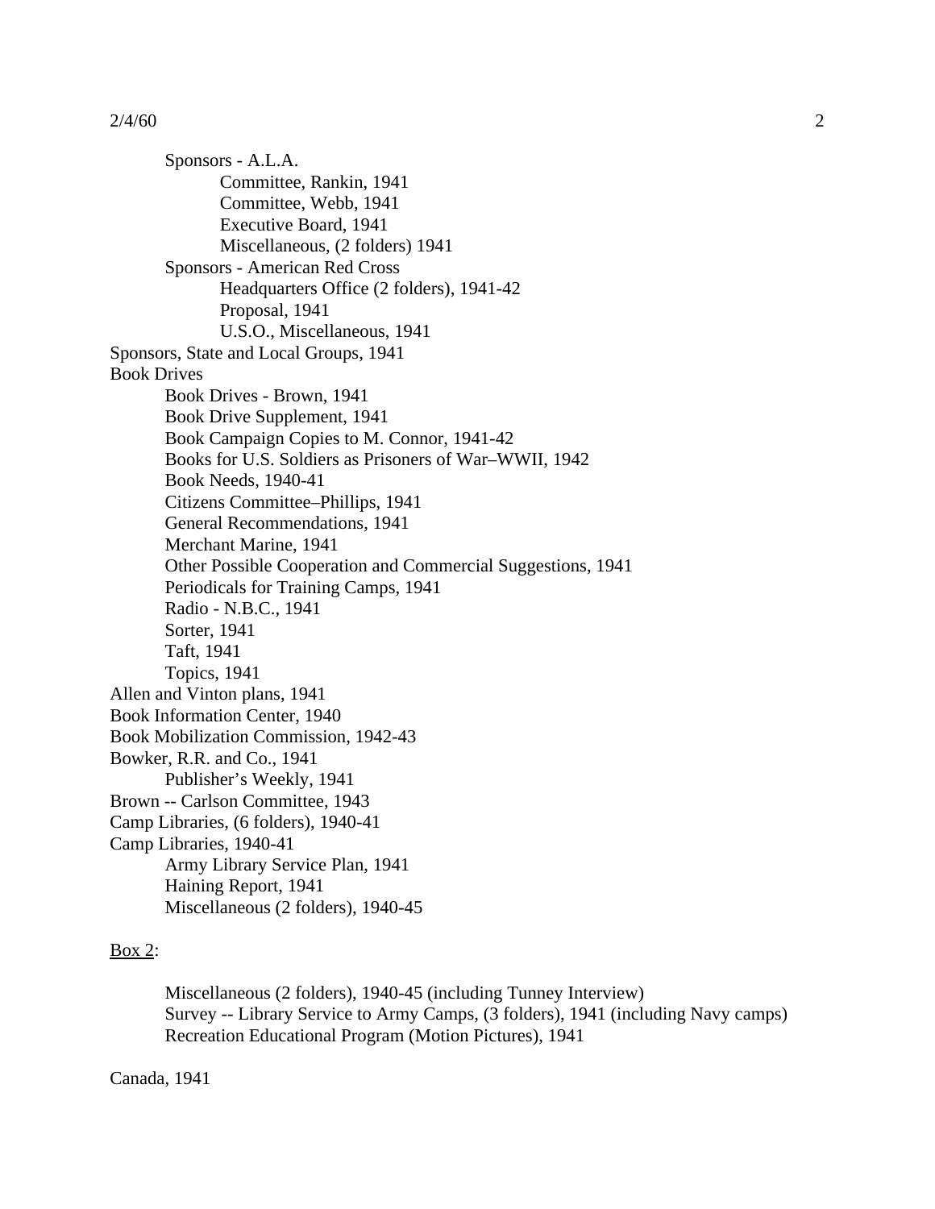- Sponsors - A.L.A.
  - Committee, Rankin, 1941
  - Committee, Webb, 1941
  - Executive Board, 1941
  - Miscellaneous, (2 folders) 1941
- Sponsors - American Red Cross
  - Headquarters Office (2 folders), 1941-42
  - Proposal, 1941
  - U.S.O., Miscellaneous, 1941

Sponsors, State and Local Groups, 1941

Book Drives

- Book Drives - Brown, 1941
- Book Drive Supplement, 1941
- Book Campaign Copies to M. Connor, 1941-42
- Books for U.S. Soldiers as Prisoners of War–WWII, 1942
- Book Needs, 1940-41
- Citizens Committee–Phillips, 1941
- General Recommendations, 1941
- Merchant Marine, 1941
- Other Possible Cooperation and Commercial Suggestions, 1941
- Periodicals for Training Camps, 1941
- Radio - N.B.C., 1941
- Sorter, 1941
- Taft, 1941
- Topics, 1941

Allen and Vinton plans, 1941

Book Information Center, 1940

Book Mobilization Commission, 1942-43

Bowker, R.R. and Co., 1941

- Publisher's Weekly, 1941

Brown -- Carlson Committee, 1943

Camp Libraries, (6 folders), 1940-41

Camp Libraries, 1940-41

- Army Library Service Plan, 1941
- Haining Report, 1941
- Miscellaneous (2 folders), 1940-45

<u>Box 2</u>:

- Miscellaneous (2 folders), 1940-45 (including Tunney Interview)
- Survey -- Library Service to Army Camps, (3 folders), 1941 (including Navy camps)
- Recreation Educational Program (Motion Pictures), 1941

Canada, 1941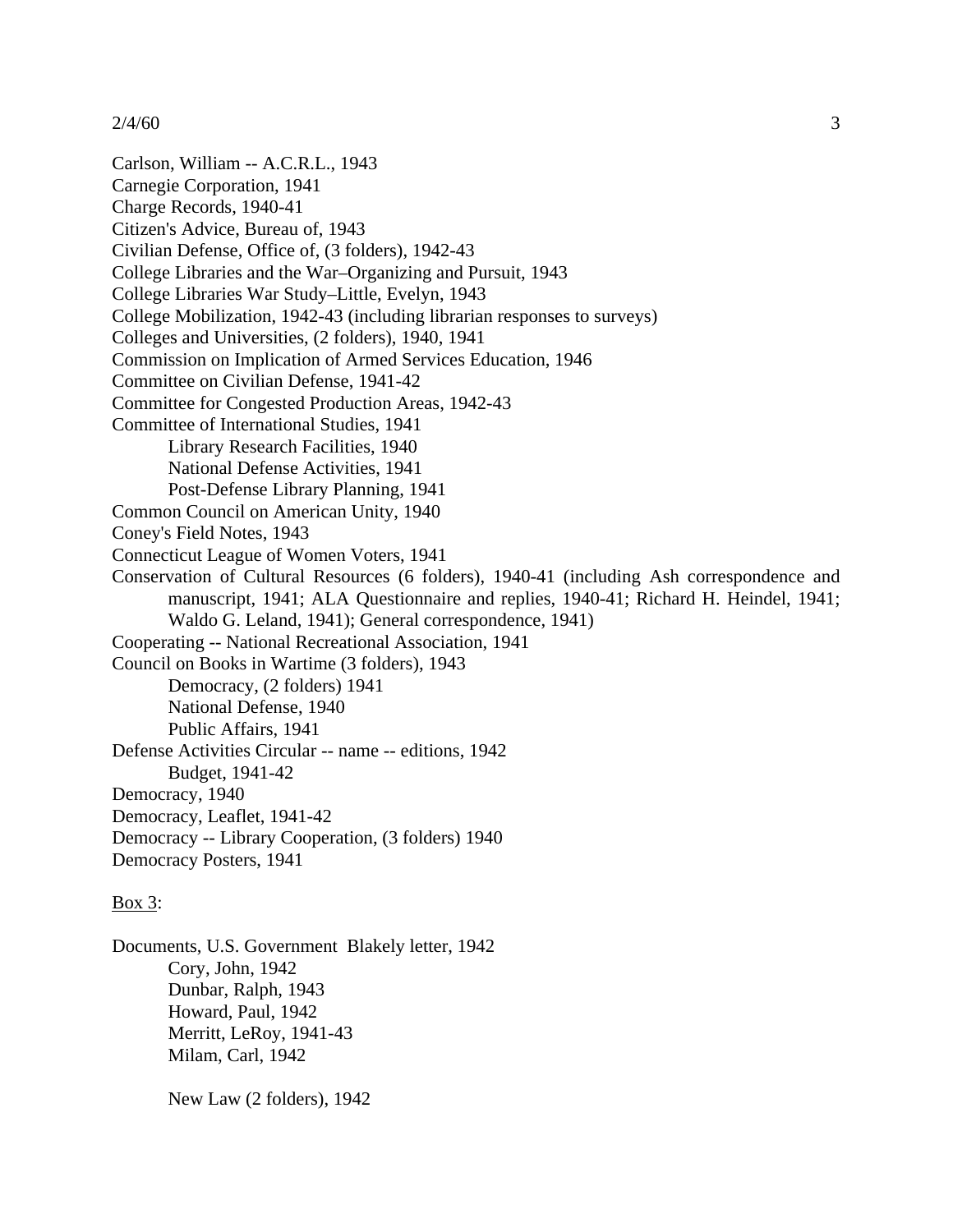Carlson, William -- A.C.R.L., 1943
Carnegie Corporation, 1941
Charge Records, 1940-41
Citizen's Advice, Bureau of, 1943
Civilian Defense, Office of, (3 folders), 1942-43
College Libraries and the War–Organizing and Pursuit, 1943
College Libraries War Study–Little, Evelyn, 1943
College Mobilization, 1942-43 (including librarian responses to surveys)
Colleges and Universities, (2 folders), 1940, 1941
Commission on Implication of Armed Services Education, 1946
Committee on Civilian Defense, 1941-42
Committee for Congested Production Areas, 1942-43
Committee of International Studies, 1941

- Library Research Facilities, 1940
- National Defense Activities, 1941
- Post-Defense Library Planning, 1941

Common Council on American Unity, 1940
Coney's Field Notes, 1943
Connecticut League of Women Voters, 1941
Conservation of Cultural Resources (6 folders), 1940-41 (including Ash correspondence and manuscript, 1941; ALA Questionnaire and replies, 1940-41; Richard H. Heindel, 1941; Waldo G. Leland, 1941); General correspondence, 1941)
Cooperating -- National Recreational Association, 1941
Council on Books in Wartime (3 folders), 1943

- Democracy, (2 folders) 1941
- National Defense, 1940
- Public Affairs, 1941

Defense Activities Circular -- name -- editions, 1942

- Budget, 1941-42

Democracy, 1940
Democracy, Leaflet, 1941-42
Democracy -- Library Cooperation, (3 folders) 1940
Democracy Posters, 1941

Box 3:

Documents, U.S. Government Blakely letter, 1942

- Cory, John, 1942
- Dunbar, Ralph, 1943
- Howard, Paul, 1942
- Merritt, LeRoy, 1941-43
- Milam, Carl, 1942

- New Law (2 folders), 1942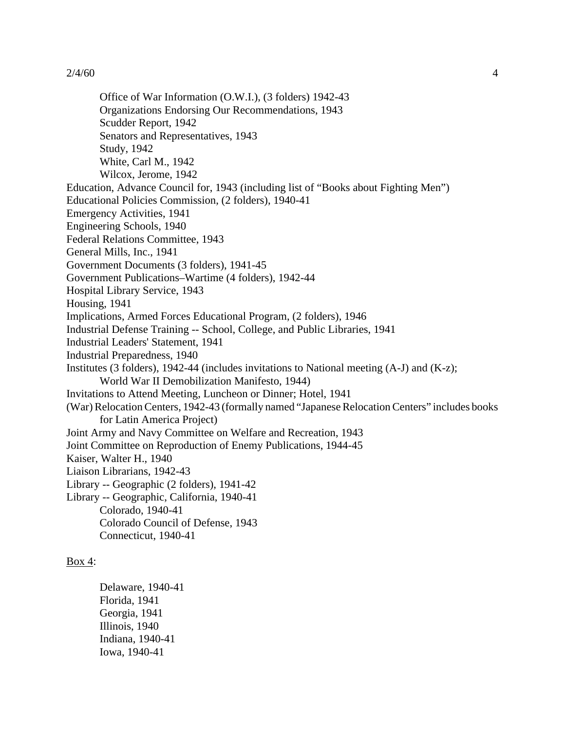- Office of War Information (O.W.I.), (3 folders) 1942-43
- Organizations Endorsing Our Recommendations, 1943
- Scudder Report, 1942
- Senators and Representatives, 1943
- Study, 1942
- White, Carl M., 1942
- Wilcox, Jerome, 1942

Education, Advance Council for, 1943 (including list of "Books about Fighting Men")
Educational Policies Commission, (2 folders), 1940-41
Emergency Activities, 1941
Engineering Schools, 1940
Federal Relations Committee, 1943
General Mills, Inc., 1941
Government Documents (3 folders), 1941-45
Government Publications–Wartime (4 folders), 1942-44
Hospital Library Service, 1943
Housing, 1941
Implications, Armed Forces Educational Program, (2 folders), 1946
Industrial Defense Training -- School, College, and Public Libraries, 1941
Industrial Leaders' Statement, 1941
Industrial Preparedness, 1940
Institutes (3 folders), 1942-44 (includes invitations to National meeting (A-J) and (K-z); World War II Demobilization Manifesto, 1944)
Invitations to Attend Meeting, Luncheon or Dinner; Hotel, 1941
(War) Relocation Centers, 1942-43 (formally named "Japanese Relocation Centers" includes books for Latin America Project)
Joint Army and Navy Committee on Welfare and Recreation, 1943
Joint Committee on Reproduction of Enemy Publications, 1944-45
Kaiser, Walter H., 1940
Liaison Librarians, 1942-43
Library -- Geographic (2 folders), 1941-42
Library -- Geographic, California, 1940-41

- Colorado, 1940-41
- Colorado Council of Defense, 1943
- Connecticut, 1940-41

<u>Box 4</u>:

- Delaware, 1940-41
- Florida, 1941
- Georgia, 1941
- Illinois, 1940
- Indiana, 1940-41
- Iowa, 1940-41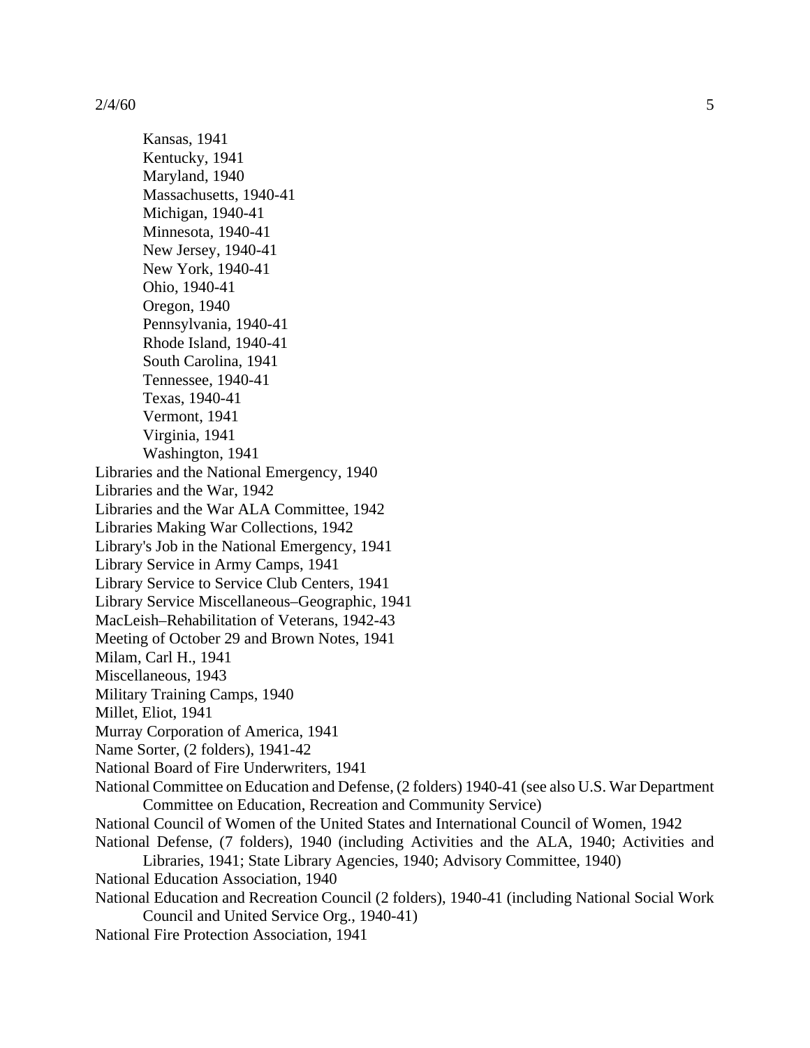Kansas, 1941
Kentucky, 1941
Maryland, 1940
Massachusetts, 1940-41
Michigan, 1940-41
Minnesota, 1940-41
New Jersey, 1940-41
New York, 1940-41
Ohio, 1940-41
Oregon, 1940
Pennsylvania, 1940-41
Rhode Island, 1940-41
South Carolina, 1941
Tennessee, 1940-41
Texas, 1940-41
Vermont, 1941
Virginia, 1941
Washington, 1941

Libraries and the National Emergency, 1940
Libraries and the War, 1942
Libraries and the War ALA Committee, 1942
Libraries Making War Collections, 1942
Library's Job in the National Emergency, 1941
Library Service in Army Camps, 1941
Library Service to Service Club Centers, 1941
Library Service Miscellaneous–Geographic, 1941
MacLeish–Rehabilitation of Veterans, 1942-43
Meeting of October 29 and Brown Notes, 1941
Milam, Carl H., 1941
Miscellaneous, 1943
Military Training Camps, 1940
Millet, Eliot, 1941
Murray Corporation of America, 1941
Name Sorter, (2 folders), 1941-42
National Board of Fire Underwriters, 1941
National Committee on Education and Defense, (2 folders) 1940-41 (see also U.S. War Department Committee on Education, Recreation and Community Service)
National Council of Women of the United States and International Council of Women, 1942
National Defense, (7 folders), 1940 (including Activities and the ALA, 1940; Activities and Libraries, 1941; State Library Agencies, 1940; Advisory Committee, 1940)
National Education Association, 1940
National Education and Recreation Council (2 folders), 1940-41 (including National Social Work Council and United Service Org., 1940-41)
National Fire Protection Association, 1941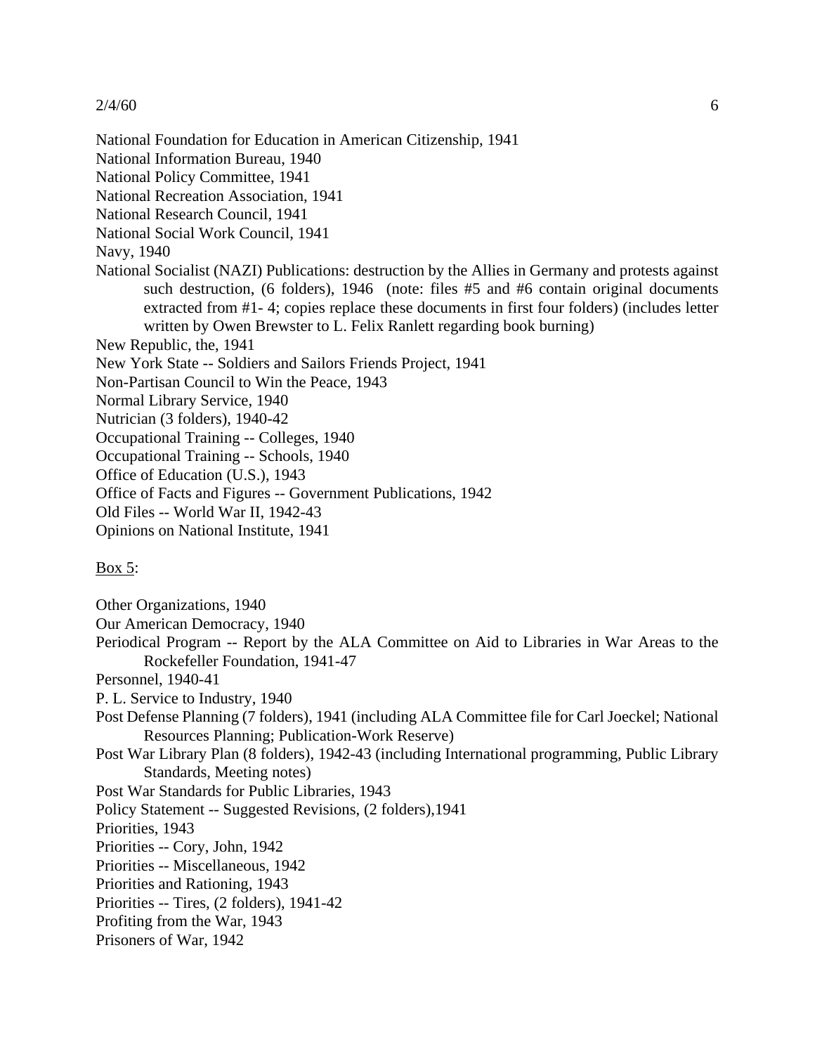National Foundation for Education in American Citizenship, 1941
National Information Bureau, 1940
National Policy Committee, 1941
National Recreation Association, 1941
National Research Council, 1941
National Social Work Council, 1941
Navy, 1940
National Socialist (NAZI) Publications: destruction by the Allies in Germany and protests against such destruction, (6 folders), 1946 (note: files #5 and #6 contain original documents extracted from #1- 4; copies replace these documents in first four folders) (includes letter written by Owen Brewster to L. Felix Ranlett regarding book burning)
New Republic, the, 1941
New York State -- Soldiers and Sailors Friends Project, 1941
Non-Partisan Council to Win the Peace, 1943
Normal Library Service, 1940
Nutrician (3 folders), 1940-42
Occupational Training -- Colleges, 1940
Occupational Training -- Schools, 1940
Office of Education (U.S.), 1943
Office of Facts and Figures -- Government Publications, 1942
Old Files -- World War II, 1942-43
Opinions on National Institute, 1941

<u>Box 5</u>:

Other Organizations, 1940
Our American Democracy, 1940
Periodical Program -- Report by the ALA Committee on Aid to Libraries in War Areas to the Rockefeller Foundation, 1941-47
Personnel, 1940-41
P. L. Service to Industry, 1940
Post Defense Planning (7 folders), 1941 (including ALA Committee file for Carl Joeckel; National Resources Planning; Publication-Work Reserve)
Post War Library Plan (8 folders), 1942-43 (including International programming, Public Library Standards, Meeting notes)
Post War Standards for Public Libraries, 1943
Policy Statement -- Suggested Revisions, (2 folders),1941
Priorities, 1943
Priorities -- Cory, John, 1942
Priorities -- Miscellaneous, 1942
Priorities and Rationing, 1943
Priorities -- Tires, (2 folders), 1941-42
Profiting from the War, 1943
Prisoners of War, 1942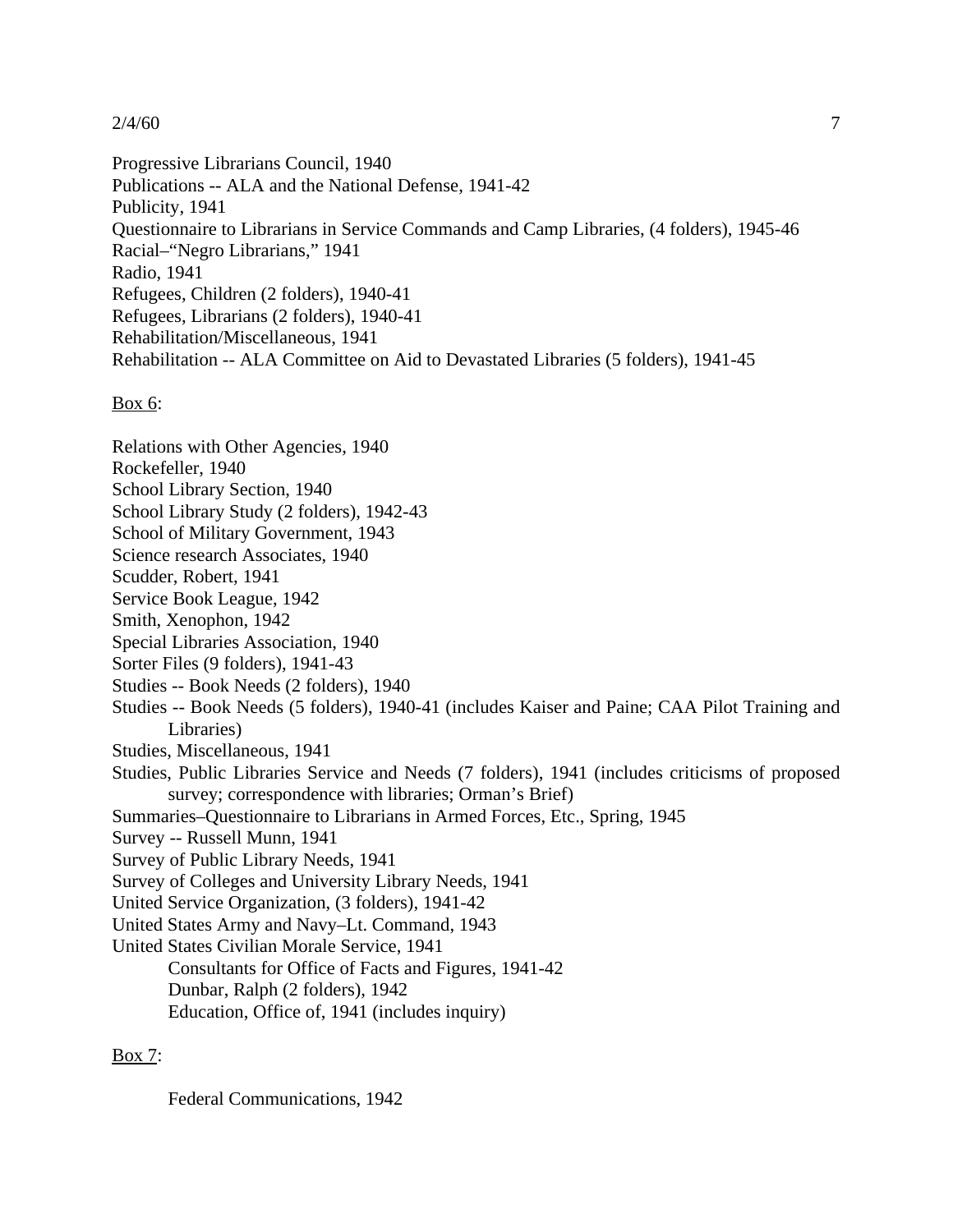Progressive Librarians Council, 1940
Publications -- ALA and the National Defense, 1941-42
Publicity, 1941
Questionnaire to Librarians in Service Commands and Camp Libraries, (4 folders), 1945-46
Racial–"Negro Librarians," 1941
Radio, 1941
Refugees, Children (2 folders), 1940-41
Refugees, Librarians (2 folders), 1940-41
Rehabilitation/Miscellaneous, 1941
Rehabilitation -- ALA Committee on Aid to Devastated Libraries (5 folders), 1941-45

<u>Box 6</u>:

Relations with Other Agencies, 1940
Rockefeller, 1940
School Library Section, 1940
School Library Study (2 folders), 1942-43
School of Military Government, 1943
Science research Associates, 1940
Scudder, Robert, 1941
Service Book League, 1942
Smith, Xenophon, 1942
Special Libraries Association, 1940
Sorter Files (9 folders), 1941-43
Studies -- Book Needs (2 folders), 1940
Studies -- Book Needs (5 folders), 1940-41 (includes Kaiser and Paine; CAA Pilot Training and Libraries)
Studies, Miscellaneous, 1941
Studies, Public Libraries Service and Needs (7 folders), 1941 (includes criticisms of proposed survey; correspondence with libraries; Orman's Brief)
Summaries–Questionnaire to Librarians in Armed Forces, Etc., Spring, 1945
Survey -- Russell Munn, 1941
Survey of Public Library Needs, 1941
Survey of Colleges and University Library Needs, 1941
United Service Organization, (3 folders), 1941-42
United States Army and Navy–Lt. Command, 1943
United States Civilian Morale Service, 1941
    Consultants for Office of Facts and Figures, 1941-42
    Dunbar, Ralph (2 folders), 1942
    Education, Office of, 1941 (includes inquiry)

<u>Box 7</u>:

    Federal Communications, 1942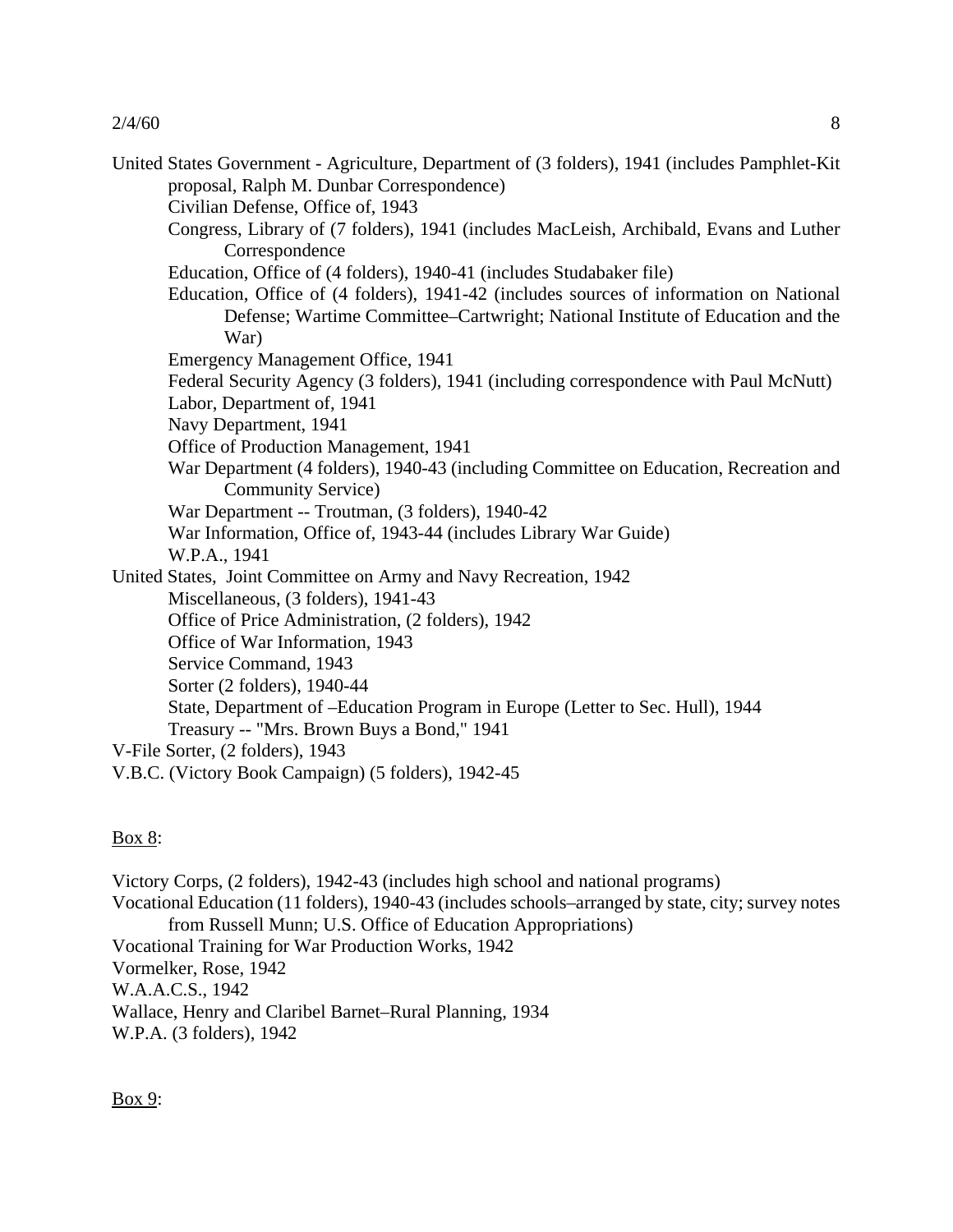United States Government - Agriculture, Department of (3 folders), 1941 (includes Pamphlet-Kit proposal, Ralph M. Dunbar Correspondence)

- Civilian Defense, Office of, 1943
- Congress, Library of (7 folders), 1941 (includes MacLeish, Archibald, Evans and Luther Correspondence
- Education, Office of (4 folders), 1940-41 (includes Studabaker file)
- Education, Office of (4 folders), 1941-42 (includes sources of information on National Defense; Wartime Committee–Cartwright; National Institute of Education and the War)
- Emergency Management Office, 1941
- Federal Security Agency (3 folders), 1941 (including correspondence with Paul McNutt)
- Labor, Department of, 1941
- Navy Department, 1941
- Office of Production Management, 1941
- War Department (4 folders), 1940-43 (including Committee on Education, Recreation and Community Service)
- War Department -- Troutman, (3 folders), 1940-42
- War Information, Office of, 1943-44 (includes Library War Guide)
- W.P.A., 1941

United States, Joint Committee on Army and Navy Recreation, 1942

- Miscellaneous, (3 folders), 1941-43
- Office of Price Administration, (2 folders), 1942
- Office of War Information, 1943
- Service Command, 1943
- Sorter (2 folders), 1940-44
- State, Department of –Education Program in Europe (Letter to Sec. Hull), 1944
- Treasury -- "Mrs. Brown Buys a Bond," 1941

V-File Sorter, (2 folders), 1943

V.B.C. (Victory Book Campaign) (5 folders), 1942-45

Box 8:

Victory Corps, (2 folders), 1942-43 (includes high school and national programs)

Vocational Education (11 folders), 1940-43 (includes schools–arranged by state, city; survey notes from Russell Munn; U.S. Office of Education Appropriations)

Vocational Training for War Production Works, 1942

Vormelker, Rose, 1942

W.A.A.C.S., 1942

Wallace, Henry and Claribel Barnet–Rural Planning, 1934

W.P.A. (3 folders), 1942

Box 9: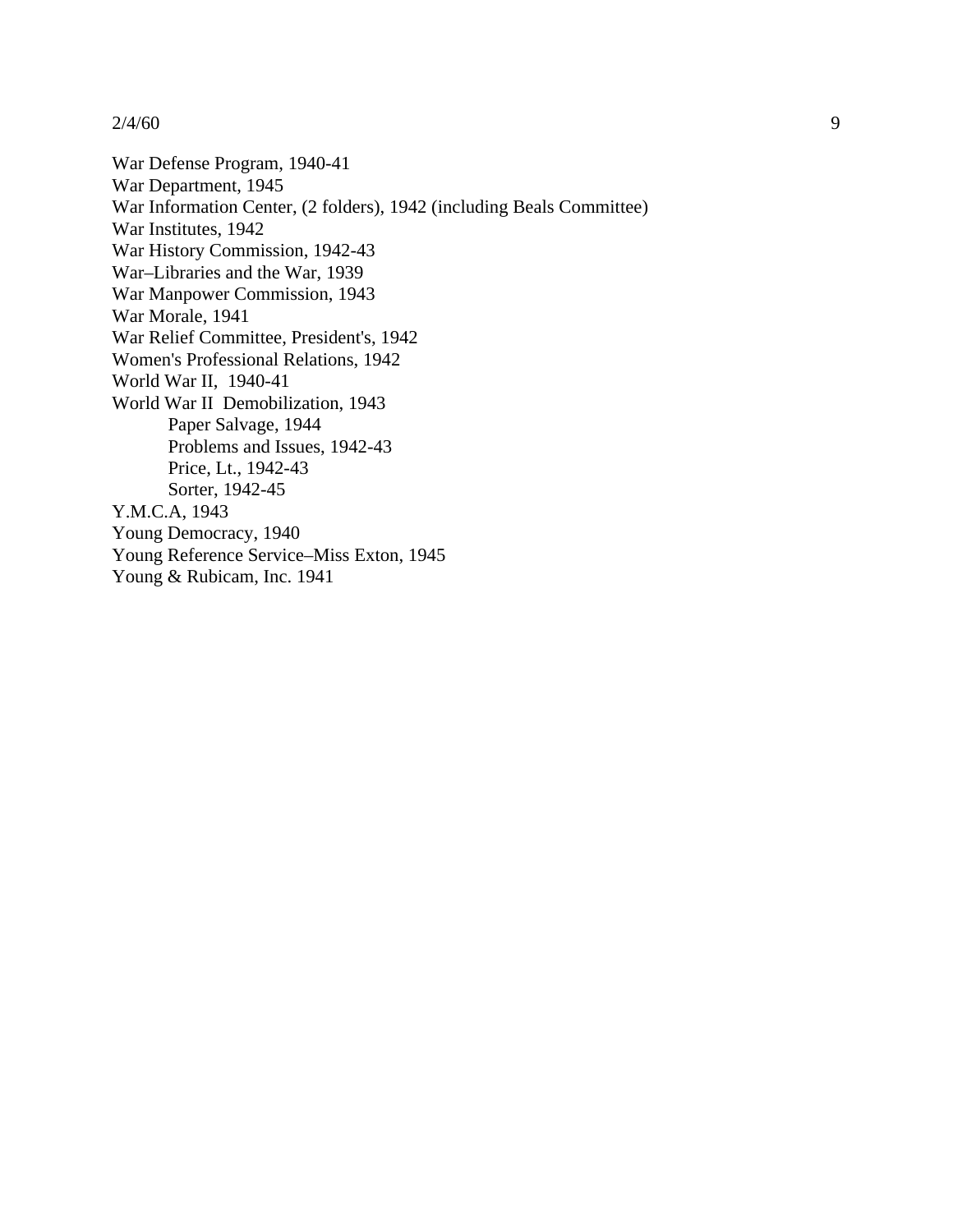War Defense Program, 1940-41
War Department, 1945
War Information Center, (2 folders), 1942 (including Beals Committee)
War Institutes, 1942
War History Commission, 1942-43
War–Libraries and the War, 1939
War Manpower Commission, 1943
War Morale, 1941
War Relief Committee, President's, 1942
Women's Professional Relations, 1942
World War II, 1940-41
World War II Demobilization, 1943

- Paper Salvage, 1944
- Problems and Issues, 1942-43
- Price, Lt., 1942-43
- Sorter, 1942-45

Y.M.C.A, 1943
Young Democracy, 1940
Young Reference Service–Miss Exton, 1945
Young & Rubicam, Inc. 1941